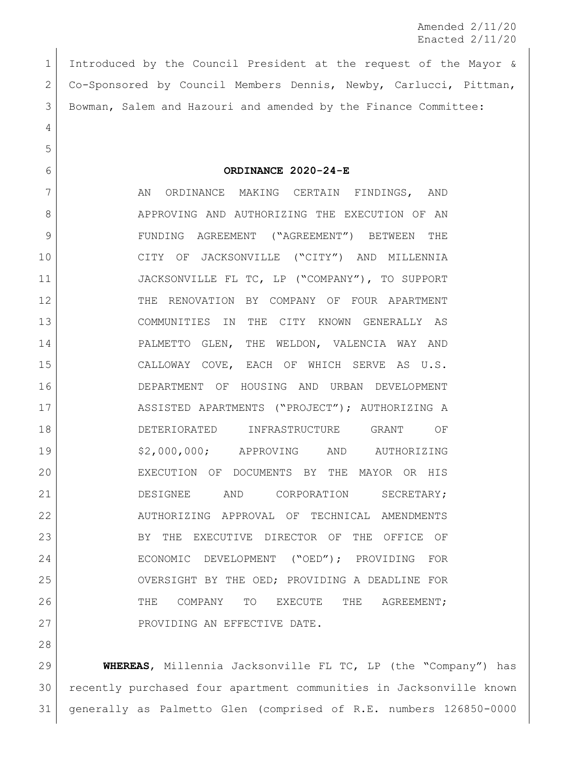Amended 2/11/20
Enacted 2/11/20

Introduced by the Council President at the request of the Mayor & Co-Sponsored by Council Members Dennis, Newby, Carlucci, Pittman, Bowman, Salem and Hazouri and amended by the Finance Committee:

**ORDINANCE 2020-24-E**

AN ORDINANCE MAKING CERTAIN FINDINGS, AND APPROVING AND AUTHORIZING THE EXECUTION OF AN FUNDING AGREEMENT ("AGREEMENT") BETWEEN THE CITY OF JACKSONVILLE ("CITY") AND MILLENNIA JACKSONVILLE FL TC, LP ("COMPANY"), TO SUPPORT THE RENOVATION BY COMPANY OF FOUR APARTMENT COMMUNITIES IN THE CITY KNOWN GENERALLY AS PALMETTO GLEN, THE WELDON, VALENCIA WAY AND CALLOWAY COVE, EACH OF WHICH SERVE AS U.S. DEPARTMENT OF HOUSING AND URBAN DEVELOPMENT ASSISTED APARTMENTS ("PROJECT"); AUTHORIZING A DETERIORATED INFRASTRUCTURE GRANT OF $2,000,000; APPROVING AND AUTHORIZING EXECUTION OF DOCUMENTS BY THE MAYOR OR HIS DESIGNEE AND CORPORATION SECRETARY; AUTHORIZING APPROVAL OF TECHNICAL AMENDMENTS BY THE EXECUTIVE DIRECTOR OF THE OFFICE OF ECONOMIC DEVELOPMENT ("OED"); PROVIDING FOR OVERSIGHT BY THE OED; PROVIDING A DEADLINE FOR THE COMPANY TO EXECUTE THE AGREEMENT; PROVIDING AN EFFECTIVE DATE.

**WHEREAS**, Millennia Jacksonville FL TC, LP (the "Company") has recently purchased four apartment communities in Jacksonville known generally as Palmetto Glen (comprised of R.E. numbers 126850-0000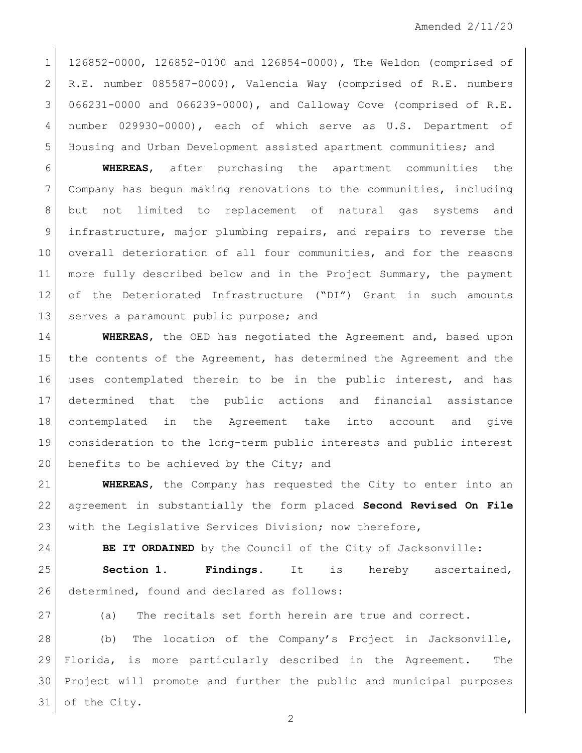126852-0000, 126852-0100 and 126854-0000), The Weldon (comprised of R.E. number 085587-0000), Valencia Way (comprised of R.E. numbers 066231-0000 and 066239-0000), and Calloway Cove (comprised of R.E. number 029930-0000), each of which serve as U.S. Department of Housing and Urban Development assisted apartment communities; and

**WHEREAS**, after purchasing the apartment communities the Company has begun making renovations to the communities, including but not limited to replacement of natural gas systems and infrastructure, major plumbing repairs, and repairs to reverse the overall deterioration of all four communities, and for the reasons more fully described below and in the Project Summary, the payment of the Deteriorated Infrastructure ("DI") Grant in such amounts serves a paramount public purpose; and

**WHEREAS**, the OED has negotiated the Agreement and, based upon the contents of the Agreement, has determined the Agreement and the uses contemplated therein to be in the public interest, and has determined that the public actions and financial assistance contemplated in the Agreement take into account and give consideration to the long-term public interests and public interest benefits to be achieved by the City; and

**WHEREAS**, the Company has requested the City to enter into an agreement in substantially the form placed **Second Revised On File** with the Legislative Services Division; now therefore,

**BE IT ORDAINED** by the Council of the City of Jacksonville:

**Section 1. Findings.** It is hereby ascertained, determined, found and declared as follows:

(a) The recitals set forth herein are true and correct.

(b) The location of the Company's Project in Jacksonville, Florida, is more particularly described in the Agreement. The Project will promote and further the public and municipal purposes of the City.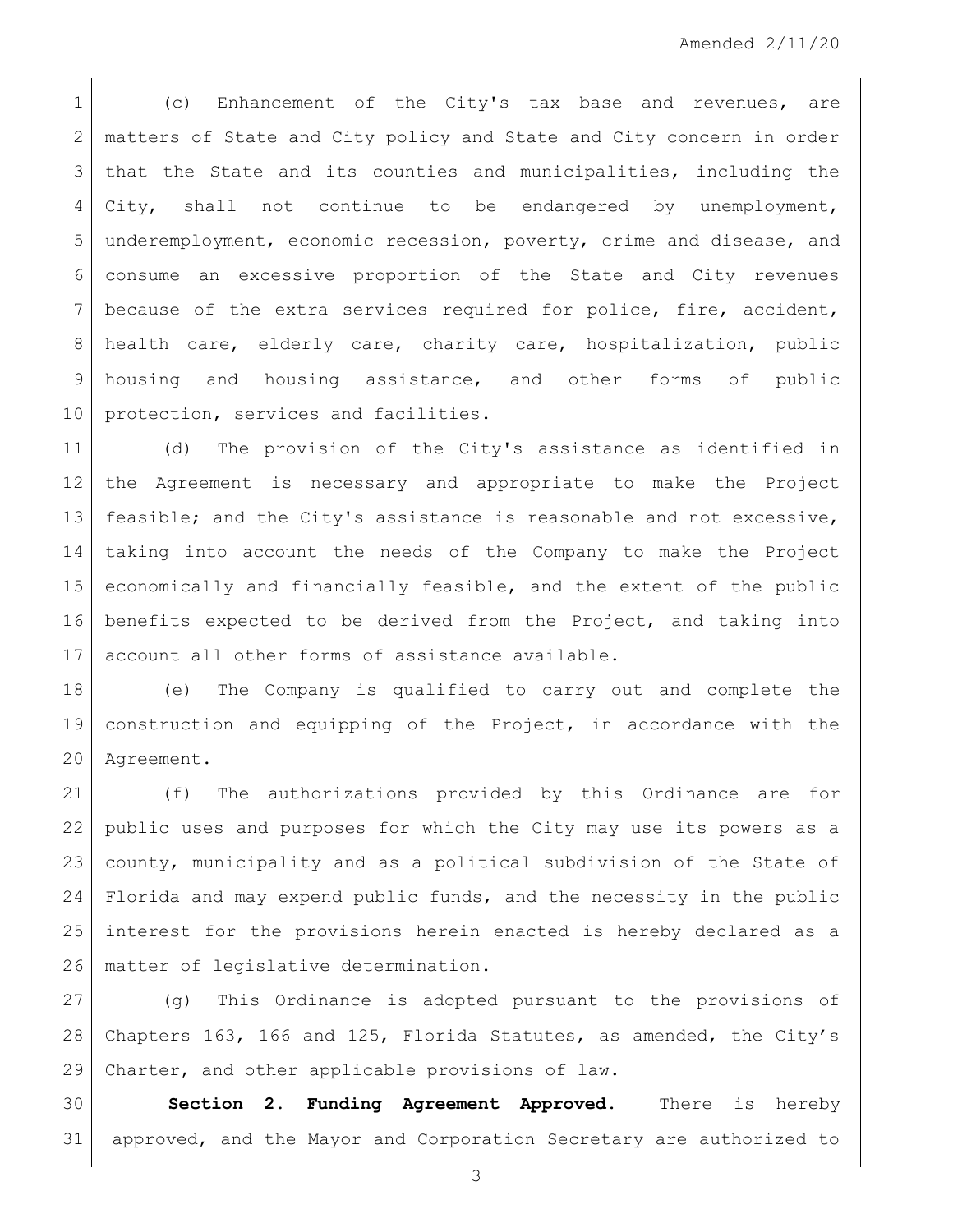(c) Enhancement of the City's tax base and revenues, are matters of State and City policy and State and City concern in order that the State and its counties and municipalities, including the City, shall not continue to be endangered by unemployment, underemployment, economic recession, poverty, crime and disease, and consume an excessive proportion of the State and City revenues because of the extra services required for police, fire, accident, health care, elderly care, charity care, hospitalization, public housing and housing assistance, and other forms of public protection, services and facilities.

(d) The provision of the City's assistance as identified in the Agreement is necessary and appropriate to make the Project feasible; and the City's assistance is reasonable and not excessive, taking into account the needs of the Company to make the Project economically and financially feasible, and the extent of the public benefits expected to be derived from the Project, and taking into account all other forms of assistance available.

(e) The Company is qualified to carry out and complete the construction and equipping of the Project, in accordance with the Agreement.

(f) The authorizations provided by this Ordinance are for public uses and purposes for which the City may use its powers as a county, municipality and as a political subdivision of the State of Florida and may expend public funds, and the necessity in the public interest for the provisions herein enacted is hereby declared as a matter of legislative determination.

(g) This Ordinance is adopted pursuant to the provisions of Chapters 163, 166 and 125, Florida Statutes, as amended, the City's Charter, and other applicable provisions of law.

**Section 2. Funding Agreement Approved.** There is hereby approved, and the Mayor and Corporation Secretary are authorized to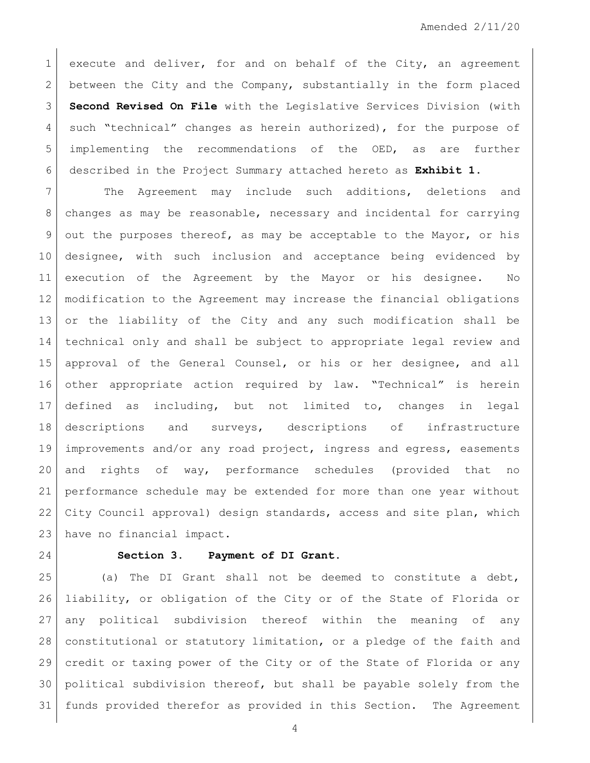execute and deliver, for and on behalf of the City, an agreement between the City and the Company, substantially in the form placed **Second Revised On File** with the Legislative Services Division (with such "technical" changes as herein authorized), for the purpose of implementing the recommendations of the OED, as are further described in the Project Summary attached hereto as **Exhibit 1.**

The Agreement may include such additions, deletions and changes as may be reasonable, necessary and incidental for carrying out the purposes thereof, as may be acceptable to the Mayor, or his designee, with such inclusion and acceptance being evidenced by execution of the Agreement by the Mayor or his designee. No modification to the Agreement may increase the financial obligations or the liability of the City and any such modification shall be technical only and shall be subject to appropriate legal review and approval of the General Counsel, or his or her designee, and all other appropriate action required by law. "Technical" is herein defined as including, but not limited to, changes in legal descriptions and surveys, descriptions of infrastructure improvements and/or any road project, ingress and egress, easements and rights of way, performance schedules (provided that no performance schedule may be extended for more than one year without City Council approval) design standards, access and site plan, which have no financial impact.

**Section 3. Payment of DI Grant.**

(a) The DI Grant shall not be deemed to constitute a debt, liability, or obligation of the City or of the State of Florida or any political subdivision thereof within the meaning of any constitutional or statutory limitation, or a pledge of the faith and credit or taxing power of the City or of the State of Florida or any political subdivision thereof, but shall be payable solely from the funds provided therefor as provided in this Section. The Agreement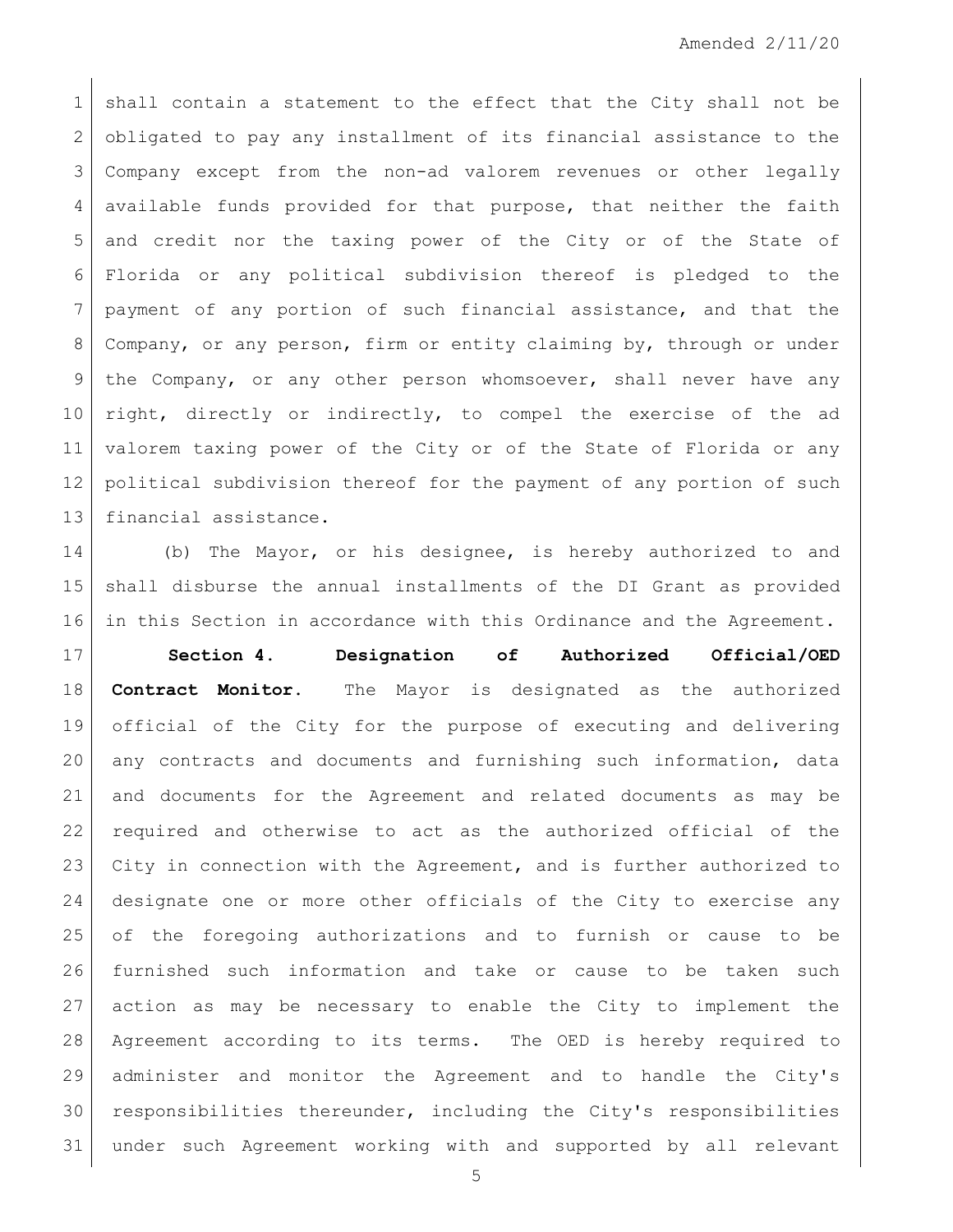shall contain a statement to the effect that the City shall not be obligated to pay any installment of its financial assistance to the Company except from the non-ad valorem revenues or other legally available funds provided for that purpose, that neither the faith and credit nor the taxing power of the City or of the State of Florida or any political subdivision thereof is pledged to the payment of any portion of such financial assistance, and that the Company, or any person, firm or entity claiming by, through or under the Company, or any other person whomsoever, shall never have any right, directly or indirectly, to compel the exercise of the ad valorem taxing power of the City or of the State of Florida or any political subdivision thereof for the payment of any portion of such financial assistance.

(b) The Mayor, or his designee, is hereby authorized to and shall disburse the annual installments of the DI Grant as provided in this Section in accordance with this Ordinance and the Agreement.

**Section 4. Designation of Authorized Official/OED Contract Monitor.** The Mayor is designated as the authorized official of the City for the purpose of executing and delivering any contracts and documents and furnishing such information, data and documents for the Agreement and related documents as may be required and otherwise to act as the authorized official of the City in connection with the Agreement, and is further authorized to designate one or more other officials of the City to exercise any of the foregoing authorizations and to furnish or cause to be furnished such information and take or cause to be taken such action as may be necessary to enable the City to implement the Agreement according to its terms. The OED is hereby required to administer and monitor the Agreement and to handle the City's responsibilities thereunder, including the City's responsibilities under such Agreement working with and supported by all relevant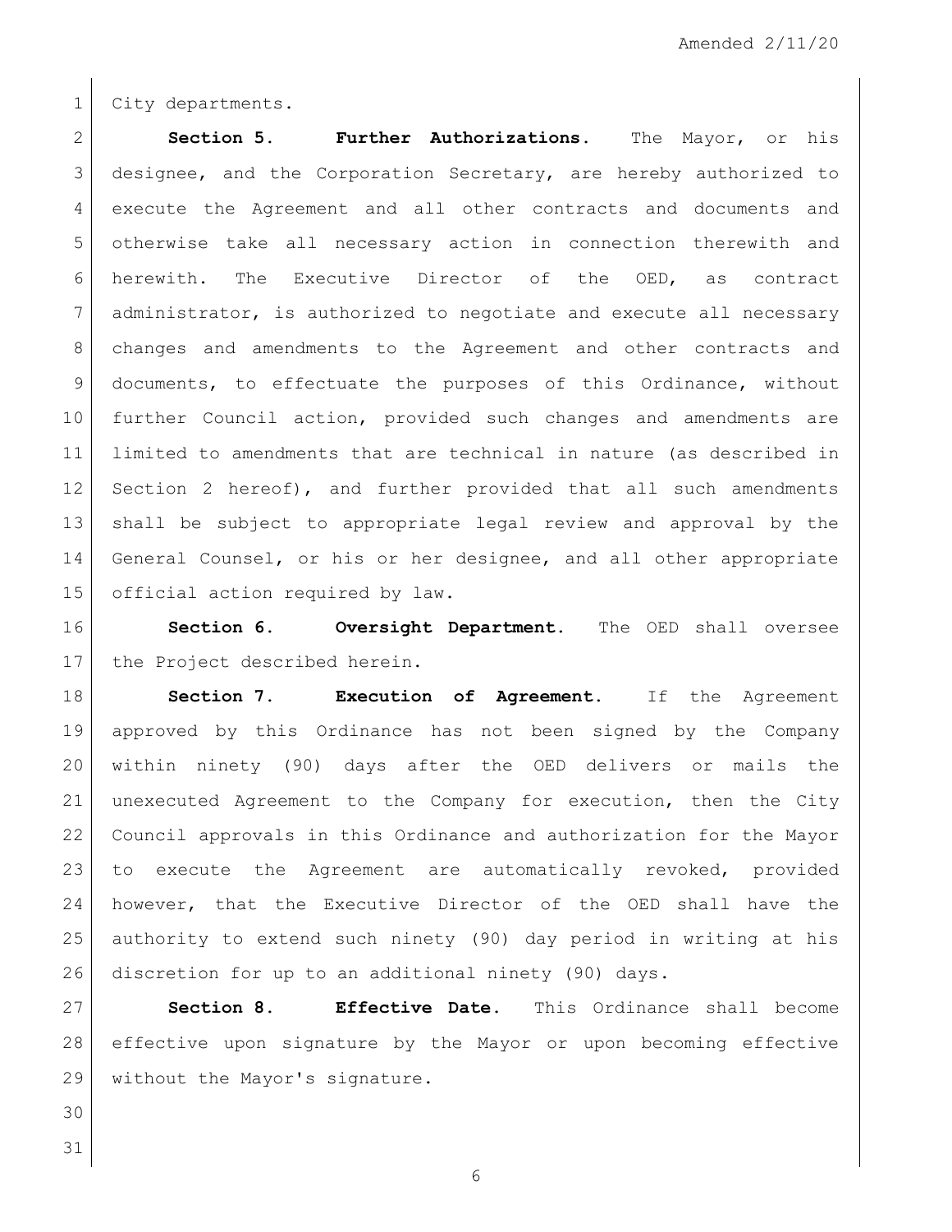City departments.

**Section 5. Further Authorizations.** The Mayor, or his designee, and the Corporation Secretary, are hereby authorized to execute the Agreement and all other contracts and documents and otherwise take all necessary action in connection therewith and herewith. The Executive Director of the OED, as contract administrator, is authorized to negotiate and execute all necessary changes and amendments to the Agreement and other contracts and documents, to effectuate the purposes of this Ordinance, without further Council action, provided such changes and amendments are limited to amendments that are technical in nature (as described in Section 2 hereof), and further provided that all such amendments shall be subject to appropriate legal review and approval by the General Counsel, or his or her designee, and all other appropriate official action required by law.

**Section 6. Oversight Department.** The OED shall oversee the Project described herein.

**Section 7. Execution of Agreement.** If the Agreement approved by this Ordinance has not been signed by the Company within ninety (90) days after the OED delivers or mails the unexecuted Agreement to the Company for execution, then the City Council approvals in this Ordinance and authorization for the Mayor to execute the Agreement are automatically revoked, provided however, that the Executive Director of the OED shall have the authority to extend such ninety (90) day period in writing at his discretion for up to an additional ninety (90) days.

**Section 8. Effective Date.** This Ordinance shall become effective upon signature by the Mayor or upon becoming effective without the Mayor's signature.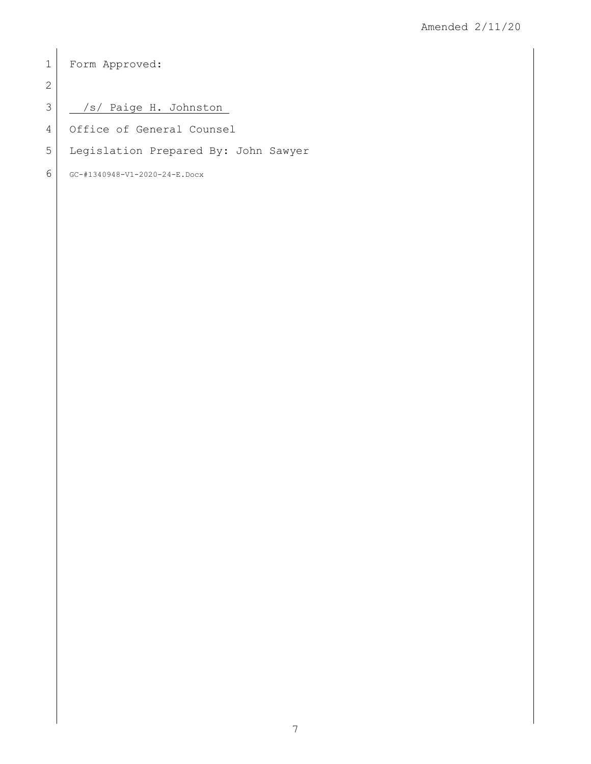Form Approved:

/s/ Paige H. Johnston

Office of General Counsel

Legislation Prepared By: John Sawyer

GC-#1340948-V1-2020-24-E.Docx